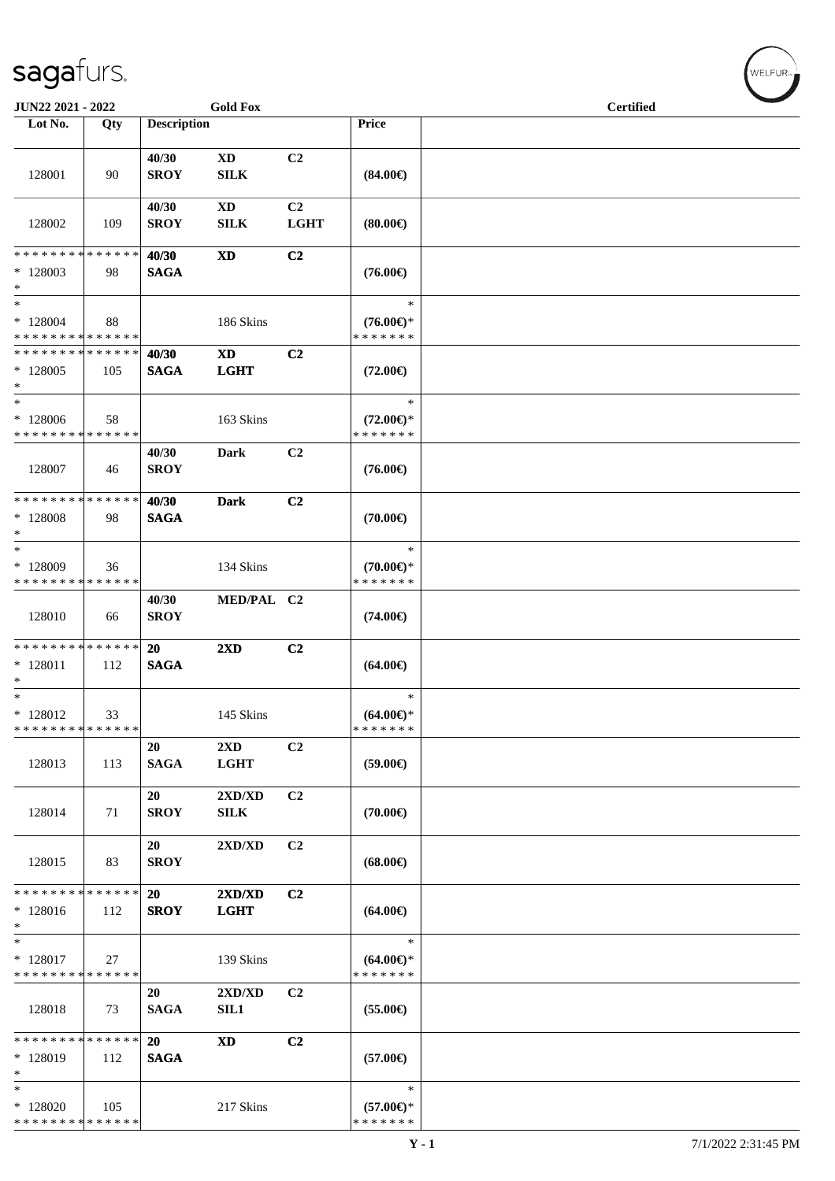JUN22 2021 - 2022 Gold Fox Certified

| Lot No. | Qty | Description | | | Price | |
|---|---|---|---|---|---|---|
| 128001 | 90 | 40/30 SROY | XD SILK | C2 | (84.00€) | |
| 128002 | 109 | 40/30 SROY | XD SILK | C2 LGHT | (80.00€) | |
| * * * * * * * * * * * * * * * 128003 * | 98 | 40/30 SAGA | XD | C2 | (76.00€) | |
| * * 128004 * * * * * * * * * * * * * * | 88 | | 186 Skins | | * (76.00€)* * * * * * * * | |
| * * * * * * * * * * * * * * * 128005 * | 105 | 40/30 SAGA | XD LGHT | C2 | (72.00€) | |
| * * 128006 * * * * * * * * * * * * * * | 58 | | 163 Skins | | * (72.00€)* * * * * * * * | |
| 128007 | 46 | 40/30 SROY | Dark | C2 | (76.00€) | |
| * * * * * * * * * * * * * * * 128008 * | 98 | 40/30 SAGA | Dark | C2 | (70.00€) | |
| * * 128009 * * * * * * * * * * * * * * | 36 | | 134 Skins | | * (70.00€)* * * * * * * * | |
| 128010 | 66 | 40/30 SROY | MED/PAL | C2 | (74.00€) | |
| * * * * * * * * * * * * * * * 128011 * | 112 | 20 SAGA | 2XD | C2 | (64.00€) | |
| * * 128012 * * * * * * * * * * * * * * | 33 | | 145 Skins | | * (64.00€)* * * * * * * * | |
| 128013 | 113 | 20 SAGA | 2XD LGHT | C2 | (59.00€) | |
| 128014 | 71 | 20 SROY | 2XD/XD SILK | C2 | (70.00€) | |
| 128015 | 83 | 20 SROY | 2XD/XD | C2 | (68.00€) | |
| * * * * * * * * * * * * * * * 128016 * | 112 | 20 SROY | 2XD/XD LGHT | C2 | (64.00€) | |
| * * 128017 * * * * * * * * * * * * * * | 27 | | 139 Skins | | * (64.00€)* * * * * * * * | |
| 128018 | 73 | 20 SAGA | 2XD/XD SIL1 | C2 | (55.00€) | |
| * * * * * * * * * * * * * * * 128019 * | 112 | 20 SAGA | XD | C2 | (57.00€) | |
| * * 128020 * * * * * * * * * * * * * * | 105 | | 217 Skins | | * (57.00€)* * * * * * * * | |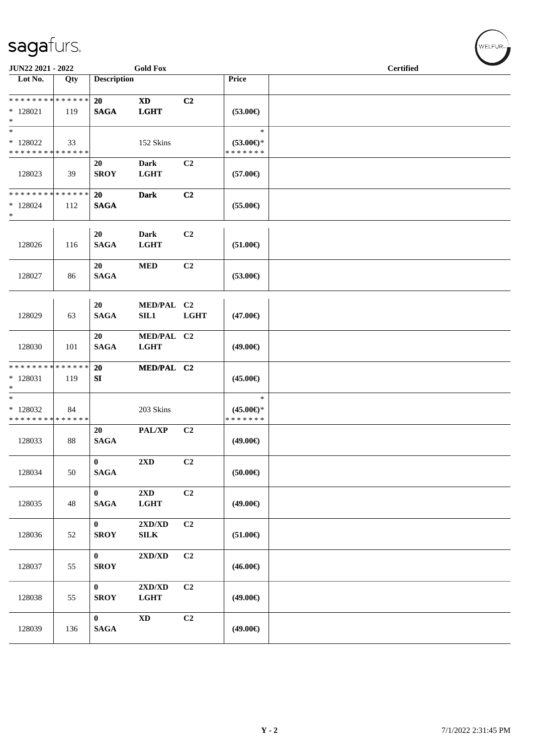JUN22 2021 - 2022 | Gold Fox | Certified

| Lot No. | Qty | Description | | | Price | |
|---|---|---|---|---|---|---|
| * * * * * * * * * * * * * * | | 20 | XD | C2 | | |
| * 128021 | 119 | SAGA | LGHT | | (53.00€) | |
| * | | | | | | |
| * | | | | | * | |
| * 128022 | 33 | | 152 Skins | | (53.00€)* | |
| * * * * * * * * * * * * * * | | | | | * * * * * * * | |
| | | 20 | Dark | C2 | | |
| 128023 | 39 | SROY | LGHT | | (57.00€) | |
| * * * * * * * * * * * * * * | | 20 | Dark | C2 | | |
| * 128024 | 112 | SAGA | | | (55.00€) | |
| * | | | | | | |
| | | 20 | Dark | C2 | | |
| 128026 | 116 | SAGA | LGHT | | (51.00€) | |
| | | 20 | MED | C2 | | |
| 128027 | 86 | SAGA | | | (53.00€) | |
| | | 20 | MED/PAL | C2 | | |
| 128029 | 63 | SAGA | SIL1 | LGHT | (47.00€) | |
| | | 20 | MED/PAL | C2 | | |
| 128030 | 101 | SAGA | LGHT | | (49.00€) | |
| * * * * * * * * * * * * * * | | 20 | MED/PAL | C2 | | |
| * 128031 | 119 | SI | | | (45.00€) | |
| * | | | | | | |
| * | | | | | * | |
| * 128032 | 84 | | 203 Skins | | (45.00€)* | |
| * * * * * * * * * * * * * * | | | | | * * * * * * * | |
| | | 20 | PAL/XP | C2 | | |
| 128033 | 88 | SAGA | | | (49.00€) | |
| | | 0 | 2XD | C2 | | |
| 128034 | 50 | SAGA | | | (50.00€) | |
| | | 0 | 2XD | C2 | | |
| 128035 | 48 | SAGA | LGHT | | (49.00€) | |
| | | 0 | 2XD/XD | C2 | | |
| 128036 | 52 | SROY | SILK | | (51.00€) | |
| | | 0 | 2XD/XD | C2 | | |
| 128037 | 55 | SROY | | | (46.00€) | |
| | | 0 | 2XD/XD | C2 | | |
| 128038 | 55 | SROY | LGHT | | (49.00€) | |
| | | 0 | XD | C2 | | |
| 128039 | 136 | SAGA | | | (49.00€) | |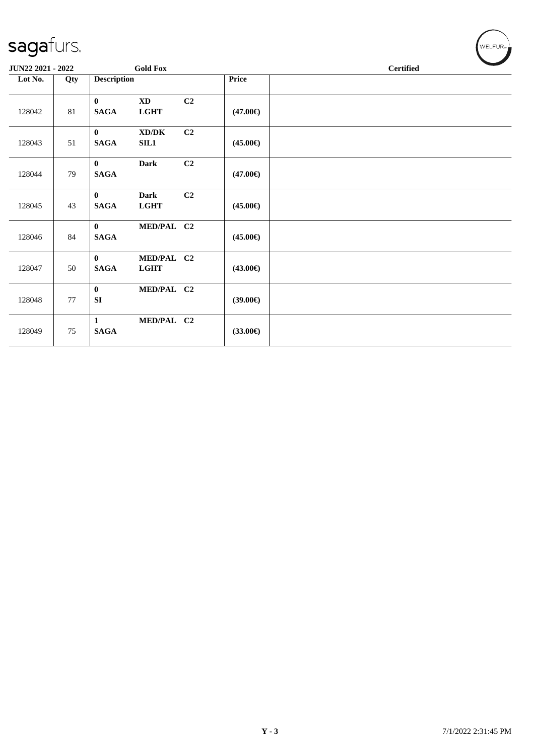JUN22 2021 - 2022 Gold Fox Certified

| Lot No. | Qty | Description | | | Price | |
|---|---|---|---|---|---|---|
| 128042 | 81 | 0 SAGA | XD LGHT | C2 | (47.00€) | |
| 128043 | 51 | 0 SAGA | XD/DK SIL1 | C2 | (45.00€) | |
| 128044 | 79 | 0 SAGA | Dark | C2 | (47.00€) | |
| 128045 | 43 | 0 SAGA | Dark LGHT | C2 | (45.00€) | |
| 128046 | 84 | 0 SAGA | MED/PAL | C2 | (45.00€) | |
| 128047 | 50 | 0 SAGA | MED/PAL LGHT | C2 | (43.00€) | |
| 128048 | 77 | 0 SI | MED/PAL | C2 | (39.00€) | |
| 128049 | 75 | 1 SAGA | MED/PAL | C2 | (33.00€) | |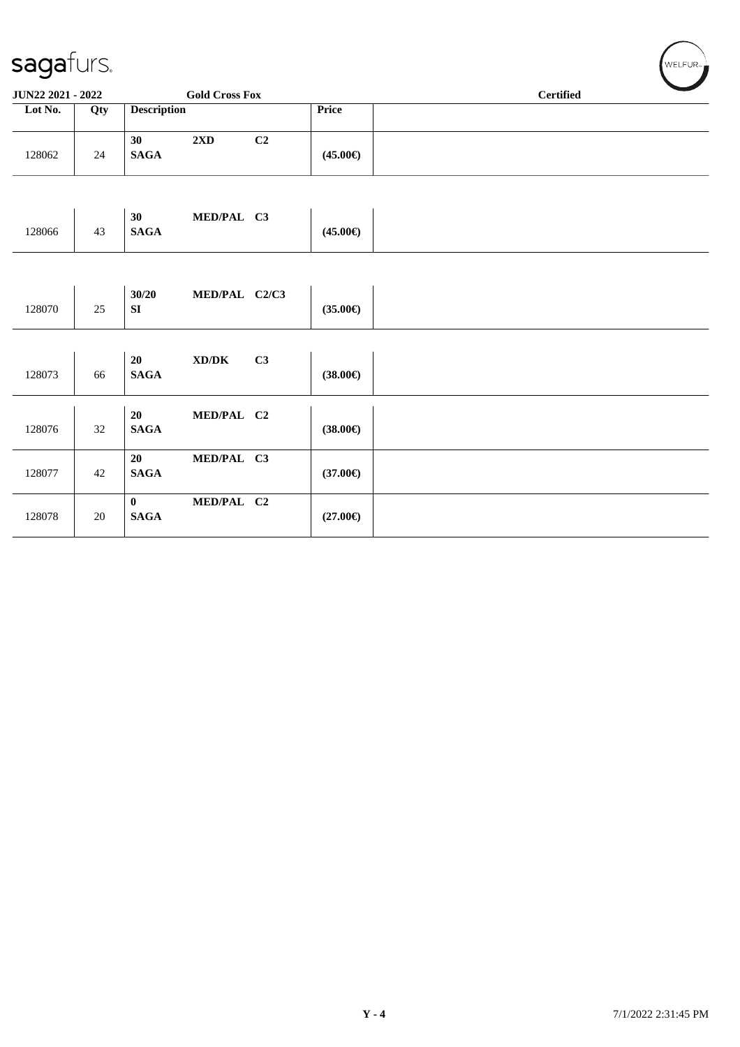**JUN22 2021 - 2022** **Gold Cross Fox** **Certified**

| Lot No. | Qty | Description | Price | |
|---|---|---|---|---|
| 128062 | 24 | **30 2XD C2**<br>**SAGA** | **(45.00€)** | |
| 128066 | 43 | **30 MED/PAL C3**<br>**SAGA** | **(45.00€)** | |
| 128070 | 25 | **30/20 MED/PAL C2/C3**<br>**SI** | **(35.00€)** | |
| 128073 | 66 | **20 XD/DK C3**<br>**SAGA** | **(38.00€)** | |
| 128076 | 32 | **20 MED/PAL C2**<br>**SAGA** | **(38.00€)** | |
| 128077 | 42 | **20 MED/PAL C3**<br>**SAGA** | **(37.00€)** | |
| 128078 | 20 | **0 MED/PAL C2**<br>**SAGA** | **(27.00€)** | |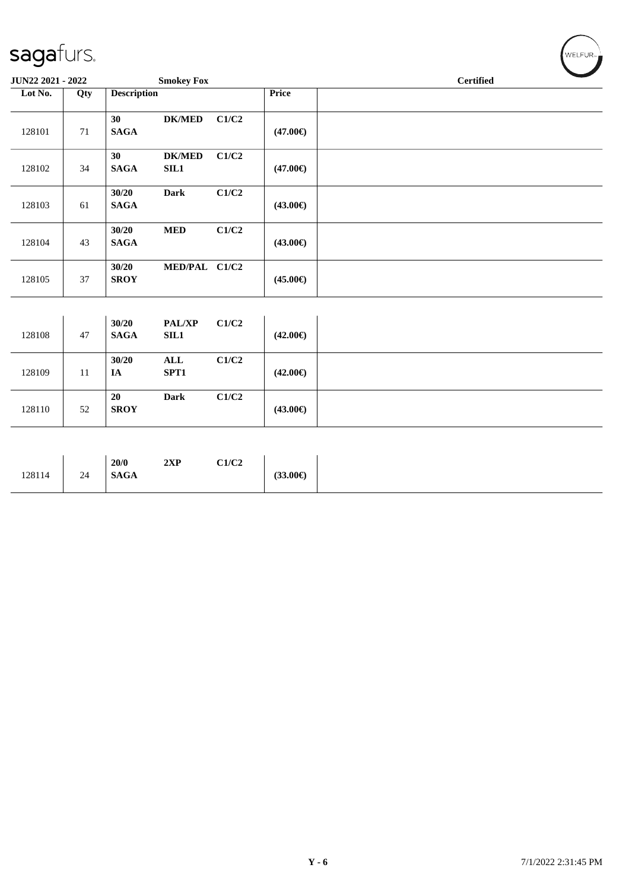**JUN22 2021 - 2022** **Smokey Fox** **Certified**

| Lot No. | Qty | Description | | | Price | |
|---|---|---|---|---|---|---|
| 128101 | 71 | 30 SAGA | DK/MED | C1/C2 | (47.00€) | |
| 128102 | 34 | 30 SAGA | DK/MED SIL1 | C1/C2 | (47.00€) | |
| 128103 | 61 | 30/20 SAGA | Dark | C1/C2 | (43.00€) | |
| 128104 | 43 | 30/20 SAGA | MED | C1/C2 | (43.00€) | |
| 128105 | 37 | 30/20 SROY | MED/PAL | C1/C2 | (45.00€) | |
| 128108 | 47 | 30/20 SAGA | PAL/XP SIL1 | C1/C2 | (42.00€) | |
| 128109 | 11 | 30/20 IA | ALL SPT1 | C1/C2 | (42.00€) | |
| 128110 | 52 | 20 SROY | Dark | C1/C2 | (43.00€) | |
| 128114 | 24 | 20/0 SAGA | 2XP | C1/C2 | (33.00€) | |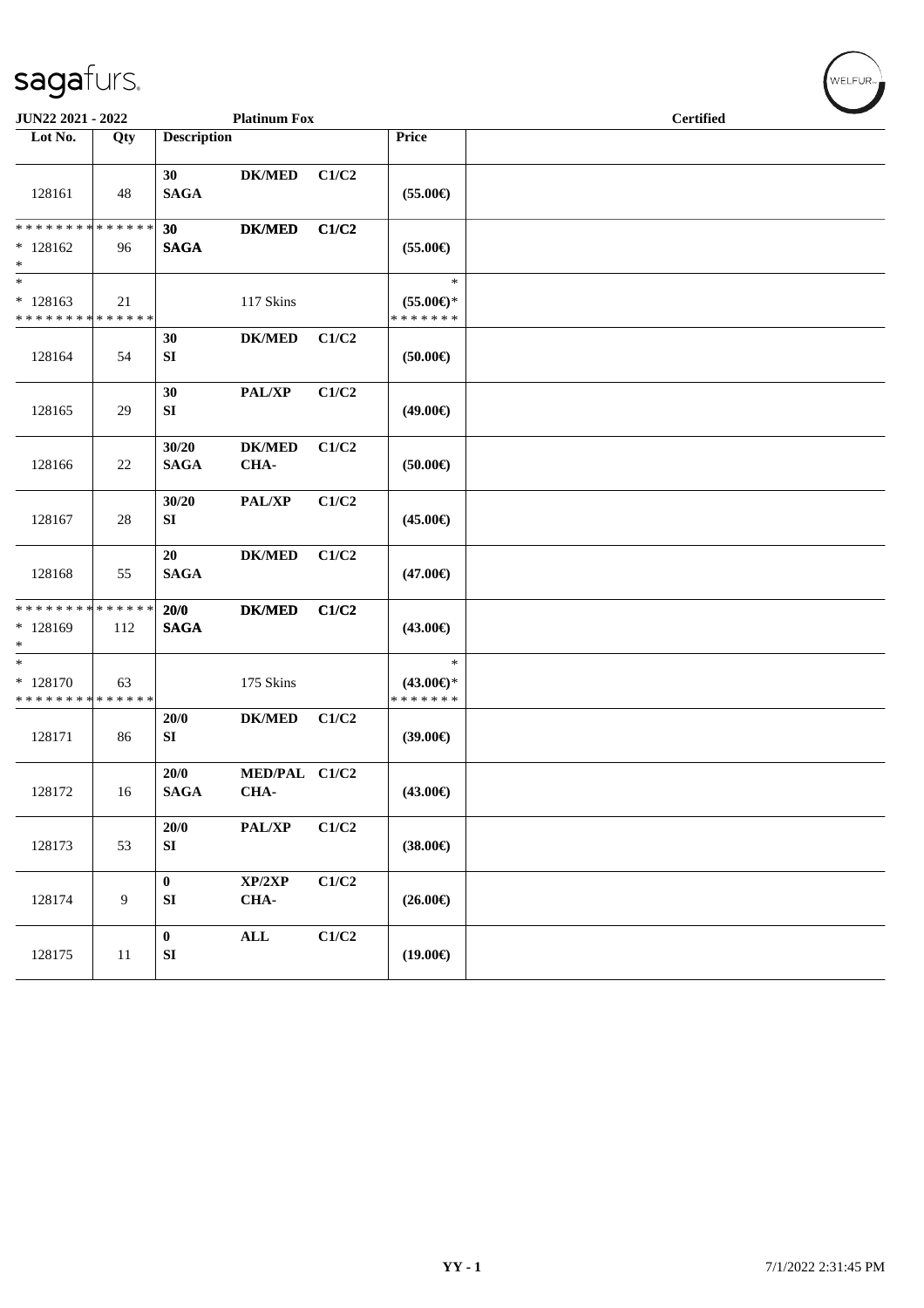sagafurs.

JUN22 2021 - 2022 Platinum Fox Certified

| Lot No. | Qty | Description | | | Price | |
|---|---|---|---|---|---|---|
| 128161 | 48 | 30 SAGA | DK/MED | C1/C2 | (55.00€) | |
| * * * * * * * * * * * * * * 128162 * | 96 | 30 SAGA | DK/MED | C1/C2 | (55.00€) | |
| * * 128163 * * * * * * * * * * * * * * | 21 | | 117 Skins | | * (55.00€)* * * * * * * * | |
| 128164 | 54 | 30 SI | DK/MED | C1/C2 | (50.00€) | |
| 128165 | 29 | 30 SI | PAL/XP | C1/C2 | (49.00€) | |
| 128166 | 22 | 30/20 SAGA | DK/MED CHA- | C1/C2 | (50.00€) | |
| 128167 | 28 | 30/20 SI | PAL/XP | C1/C2 | (45.00€) | |
| 128168 | 55 | 20 SAGA | DK/MED | C1/C2 | (47.00€) | |
| * * * * * * * * * * * * * * 128169 * | 112 | 20/0 SAGA | DK/MED | C1/C2 | (43.00€) | |
| * * 128170 * * * * * * * * * * * * * * | 63 | | 175 Skins | | * (43.00€)* * * * * * * * | |
| 128171 | 86 | 20/0 SI | DK/MED | C1/C2 | (39.00€) | |
| 128172 | 16 | 20/0 SAGA | MED/PAL CHA- | C1/C2 | (43.00€) | |
| 128173 | 53 | 20/0 SI | PAL/XP | C1/C2 | (38.00€) | |
| 128174 | 9 | 0 SI | XP/2XP CHA- | C1/C2 | (26.00€) | |
| 128175 | 11 | 0 SI | ALL | C1/C2 | (19.00€) | |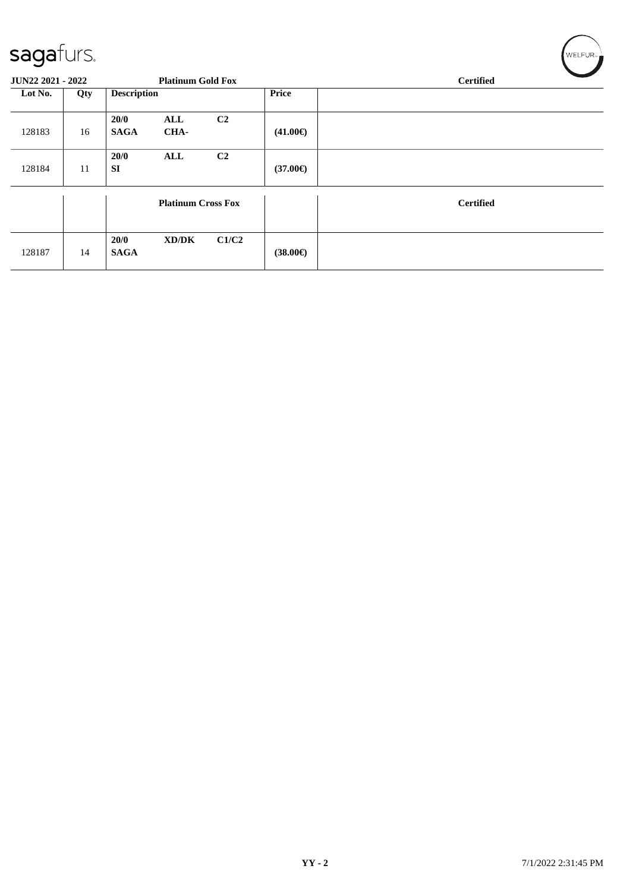sagafurs.

WELFUR

**JUN22 2021 - 2022** **Platinum Gold Fox** **Certified**

| Lot No. | Qty | Description | | | Price | |
|---|---|---|---|---|---|---|
| 128183 | 16 | **20/0** **SAGA** | **ALL** **CHA-** | **C2** | **(41.00€)** | |
| 128184 | 11 | **20/0** **SI** | **ALL** | **C2** | **(37.00€)** | |
| | | **Platinum Cross Fox** | | | | **Certified** |
| 128187 | 14 | **20/0** **SAGA** | **XD/DK** | **C1/C2** | **(38.00€)** | |

**YY - 2** 7/1/2022 2:31:45 PM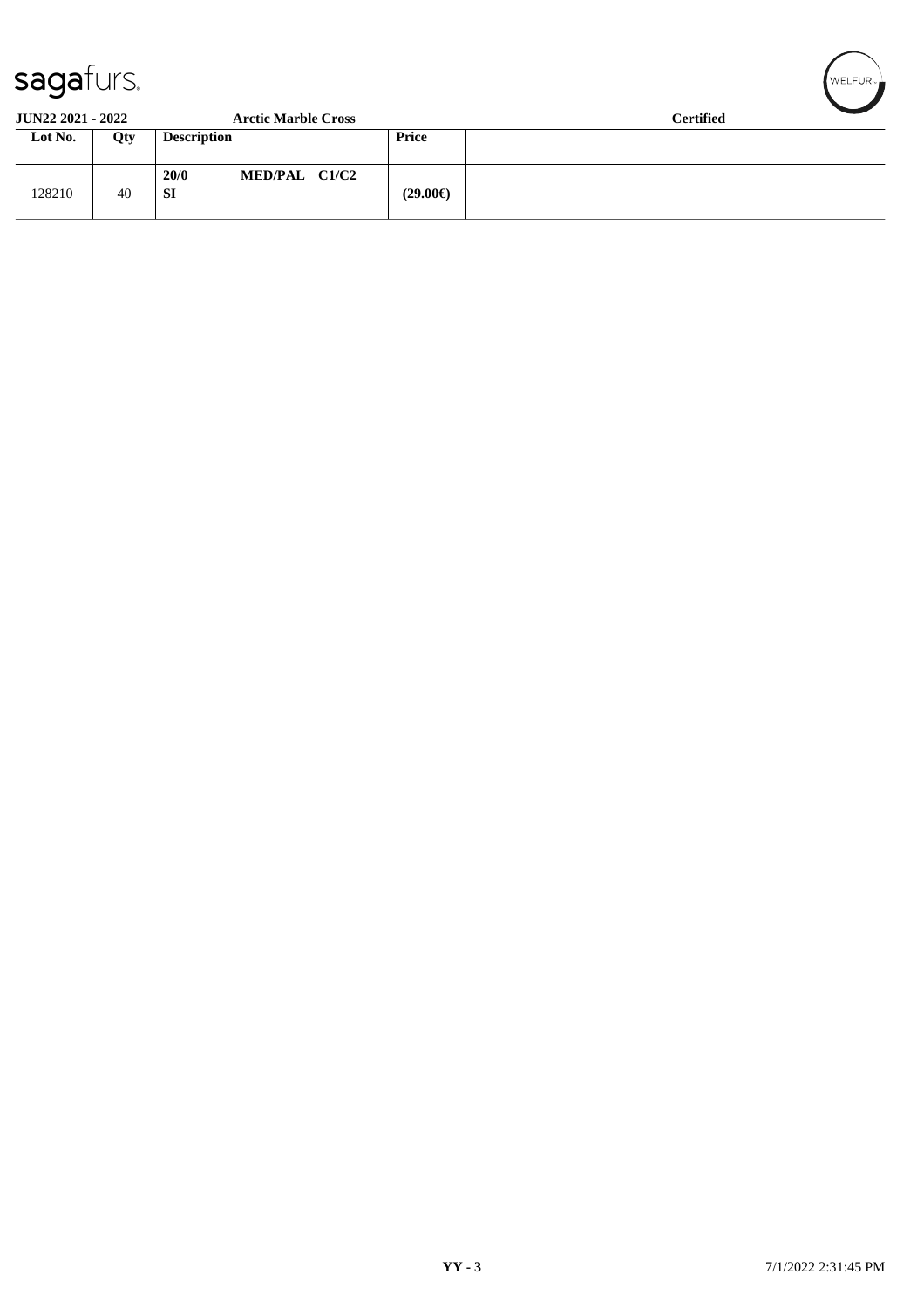**JUN22 2021 - 2022** **Arctic Marble Cross** **Certified**

| Lot No. | Qty | Description | Price | |
|---|---|---|---|---|
| 128210 | 40 | **20/0 MED/PAL C1/C2** **SI** | **(29.00€)** | |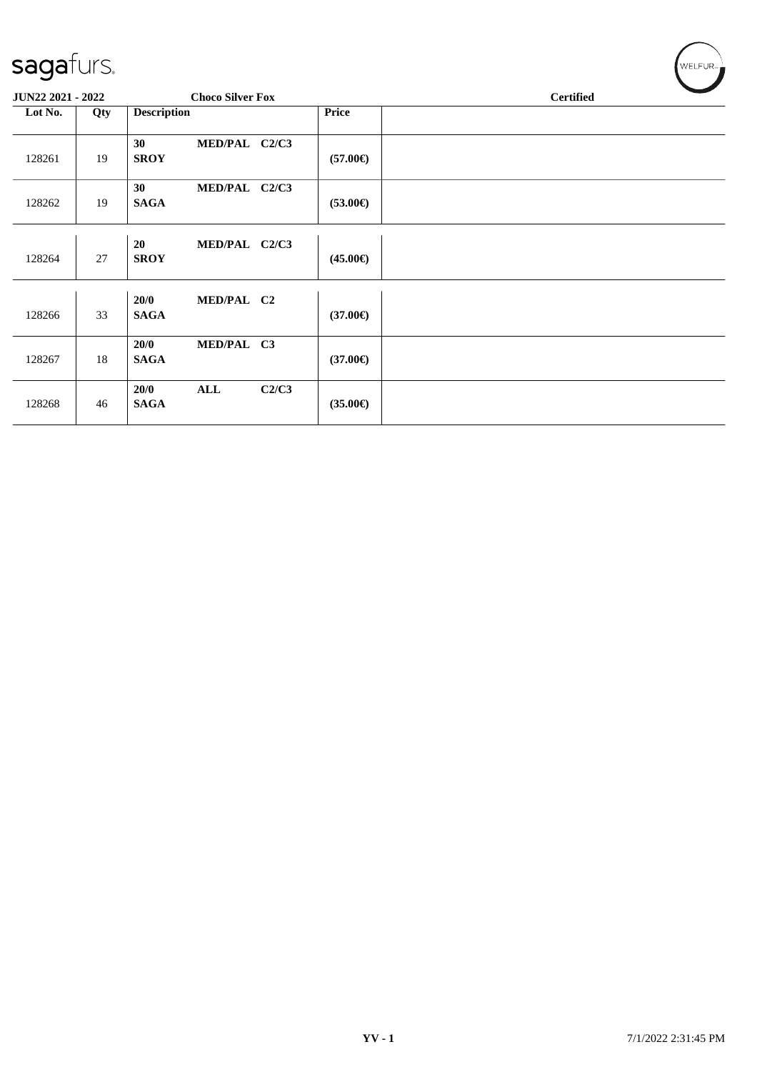| Lot No. | Qty | Description | Price | Certified |
|---|---|---|---|---|
| 128261 | 19 | **30 MED/PAL C2/C3** **SROY** | **(57.00€)** | |
| 128262 | 19 | **30 MED/PAL C2/C3** **SAGA** | **(53.00€)** | |
| 128264 | 27 | **20 MED/PAL C2/C3** **SROY** | **(45.00€)** | |
| 128266 | 33 | **20/0 MED/PAL C2** **SAGA** | **(37.00€)** | |
| 128267 | 18 | **20/0 MED/PAL C3** **SAGA** | **(37.00€)** | |
| 128268 | 46 | **20/0 ALL C2/C3** **SAGA** | **(35.00€)** | |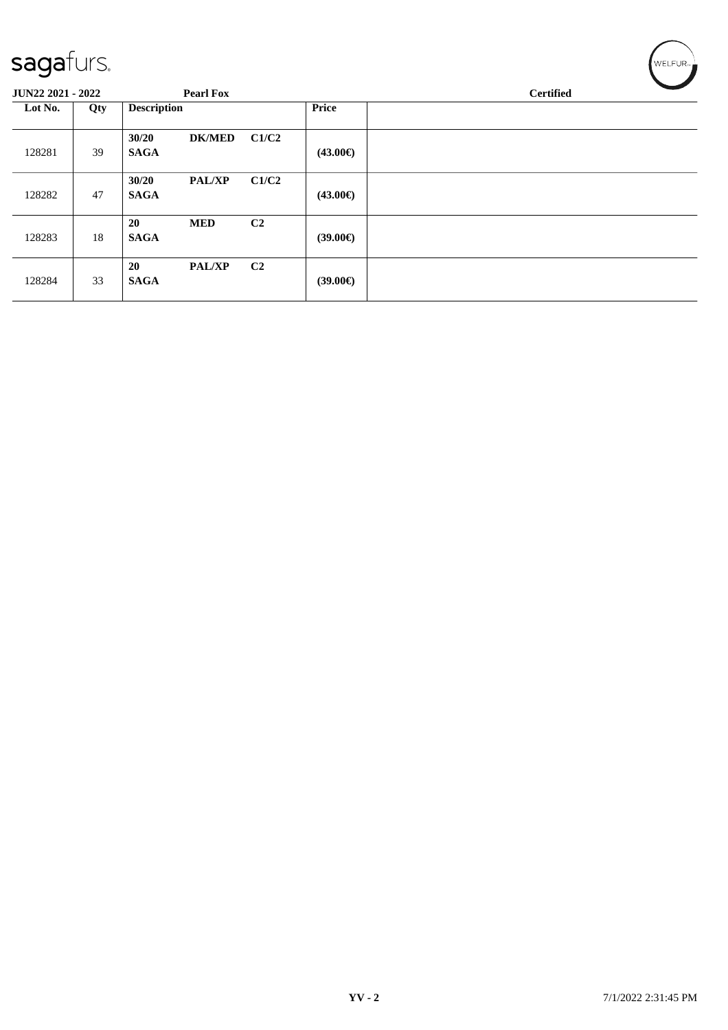**JUN22 2021 - 2022** | **Pearl Fox** | **Certified**

| Lot No. | Qty | Description | | | Price | |
|---|---|---|---|---|---|---|
| 128281 | 39 | 30/20 SAGA | DK/MED | C1/C2 | (43.00€) | |
| 128282 | 47 | 30/20 SAGA | PAL/XP | C1/C2 | (43.00€) | |
| 128283 | 18 | 20 SAGA | MED | C2 | (39.00€) | |
| 128284 | 33 | 20 SAGA | PAL/XP | C2 | (39.00€) | |

YV - 2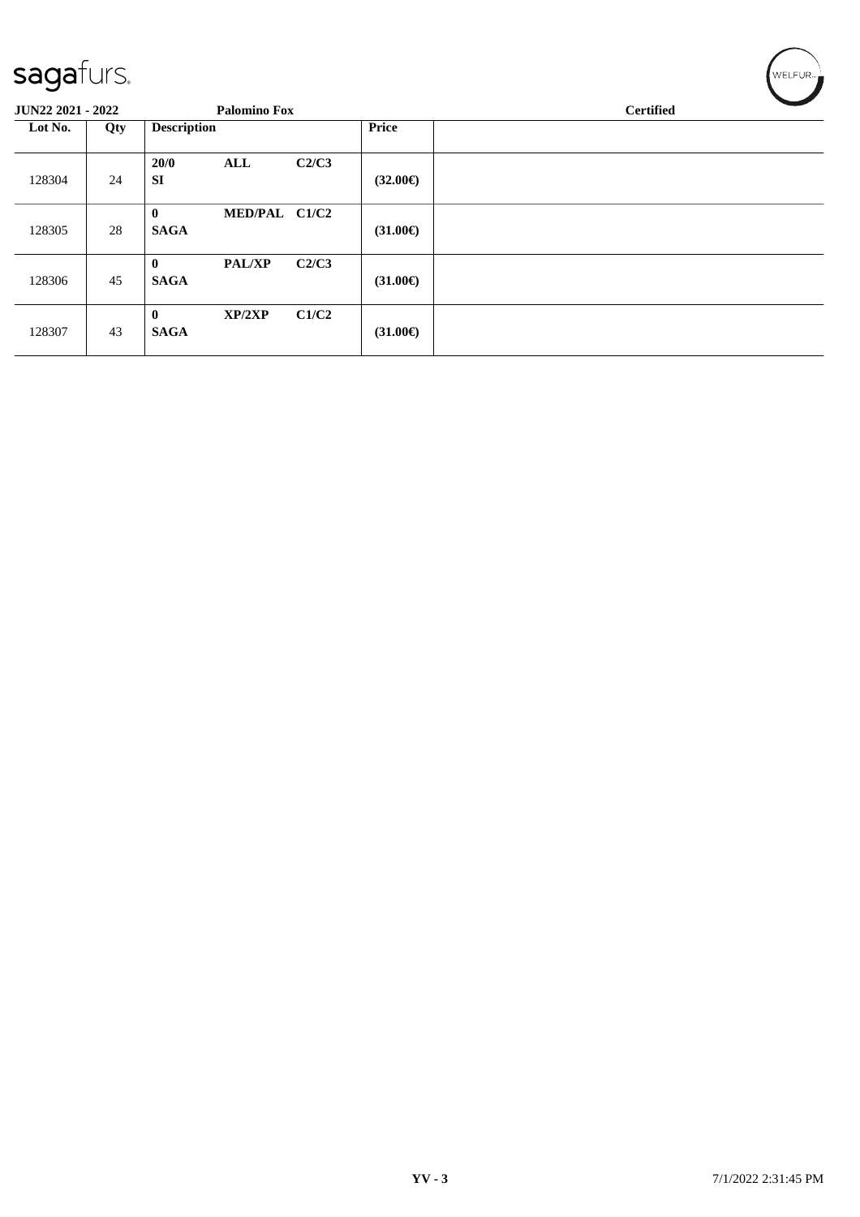**JUN22 2021 - 2022** **Palomino Fox** **Certified**

| Lot No. | Qty | Description | | | Price | |
|---|---|---|---|---|---|---|
| 128304 | 24 | **20/0** **SI** | **ALL** | **C2/C3** | **(32.00€)** | |
| 128305 | 28 | **0** **SAGA** | **MED/PAL** | **C1/C2** | **(31.00€)** | |
| 128306 | 45 | **0** **SAGA** | **PAL/XP** | **C2/C3** | **(31.00€)** | |
| 128307 | 43 | **0** **SAGA** | **XP/2XP** | **C1/C2** | **(31.00€)** | |

**YV - 3** 7/1/2022 2:31:45 PM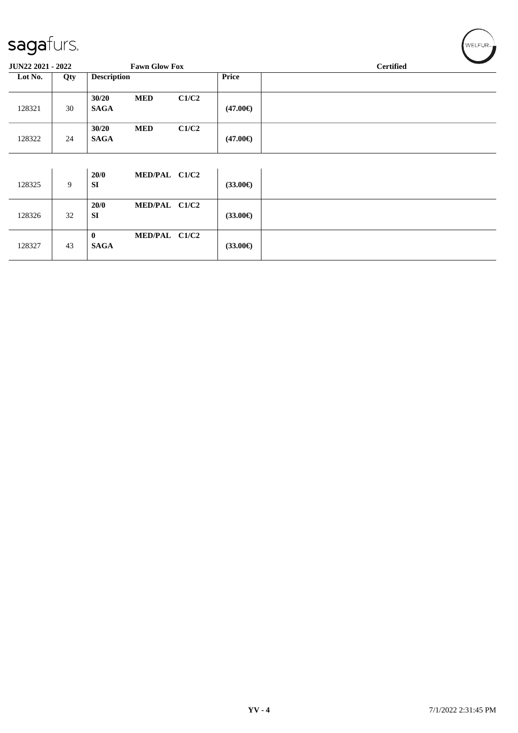**JUN22 2021 - 2022** | **Fawn Glow Fox** | **Certified**

| Lot No. | Qty | Description | | | Price | |
|---|---|---|---|---|---|---|
| 128321 | 30 | **30/20 SAGA** | **MED** | **C1/C2** | **(47.00€)** | |
| 128322 | 24 | **30/20 SAGA** | **MED** | **C1/C2** | **(47.00€)** | |
| 128325 | 9 | **20/0 SI** | **MED/PAL** | **C1/C2** | **(33.00€)** | |
| 128326 | 32 | **20/0 SI** | **MED/PAL** | **C1/C2** | **(33.00€)** | |
| 128327 | 43 | **0 SAGA** | **MED/PAL** | **C1/C2** | **(33.00€)** | |